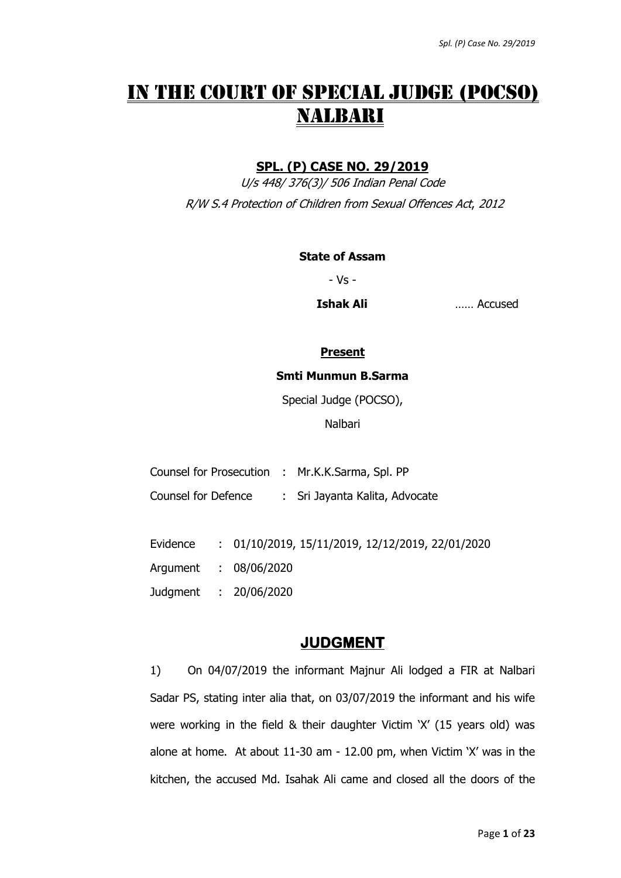# IN THE COURT OF SPECIAL JUDGE (POCSO) NALBARI

**SPL. (P) CASE NO. 29/2019**

*U/s 448/ 376(3)/ 506 Indian Penal Code*

*R/W S.4 Protection of Children from Sexual Offences Act, 2012*

**State of Assam**

- Vs -

**Ishak Ali** …… Accused

**Present**

**Smti Munmun B.Sarma**

Special Judge (POCSO),

Nalbari

Counsel for Prosecution : Mr.K.K.Sarma, Spl. PP

Counsel for Defence : Sri Jayanta Kalita, Advocate

Evidence : 01/10/2019, 15/11/2019, 12/12/2019, 22/01/2020

Argument : 08/06/2020

Judgment : 20/06/2020

## JUDGMENT

1) On 04/07/2019 the informant Majnur Ali lodged a FIR at Nalbari Sadar PS, stating inter alia that, on 03/07/2019 the informant and his wife were working in the field & their daughter Victim 'X' (15 years old) was alone at home. At about 11-30 am - 12.00 pm, when Victim 'X' was in the kitchen, the accused Md. Isahak Ali came and closed all the doors of the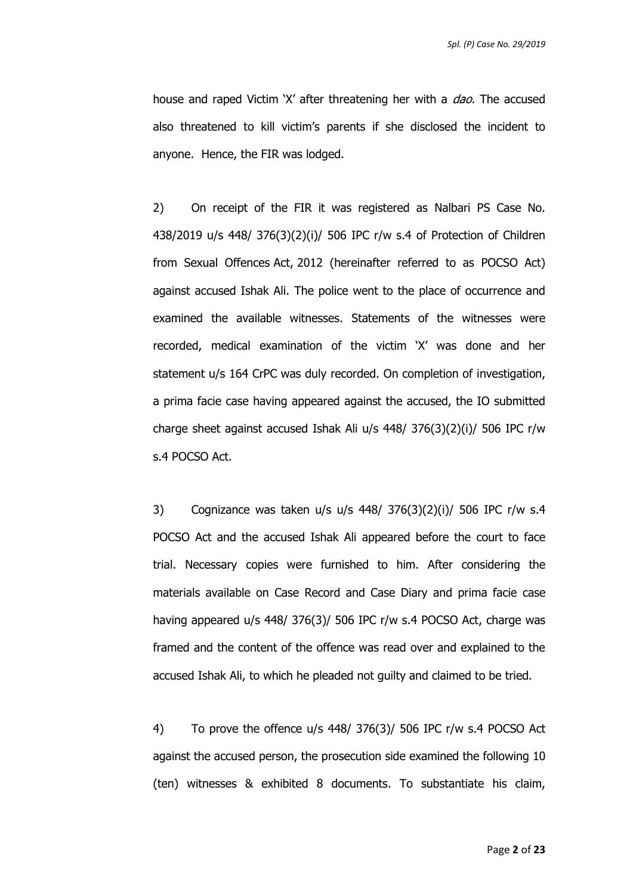house and raped Victim 'X' after threatening her with a *dao.* The accused also threatened to kill victim's parents if she disclosed the incident to anyone. Hence, the FIR was lodged.

2) On receipt of the FIR it was registered as Nalbari PS Case No. 438/2019 u/s 448/ 376(3)(2)(i)/ 506 IPC r/w s.4 of Protection of Children from Sexual Offences Act, 2012 (hereinafter referred to as POCSO Act) against accused Ishak Ali. The police went to the place of occurrence and examined the available witnesses. Statements of the witnesses were recorded, medical examination of the victim 'X' was done and her statement u/s 164 CrPC was duly recorded. On completion of investigation, a prima facie case having appeared against the accused, the IO submitted charge sheet against accused Ishak Ali u/s 448/ 376(3)(2)(i)/ 506 IPC r/w s.4 POCSO Act.

3) Cognizance was taken u/s u/s 448/ 376(3)(2)(i)/ 506 IPC r/w s.4 POCSO Act and the accused Ishak Ali appeared before the court to face trial. Necessary copies were furnished to him. After considering the materials available on Case Record and Case Diary and prima facie case having appeared u/s 448/ 376(3)/ 506 IPC r/w s.4 POCSO Act, charge was framed and the content of the offence was read over and explained to the accused Ishak Ali, to which he pleaded not guilty and claimed to be tried.

4) To prove the offence u/s 448/ 376(3)/ 506 IPC r/w s.4 POCSO Act against the accused person, the prosecution side examined the following 10 (ten) witnesses & exhibited 8 documents. To substantiate his claim,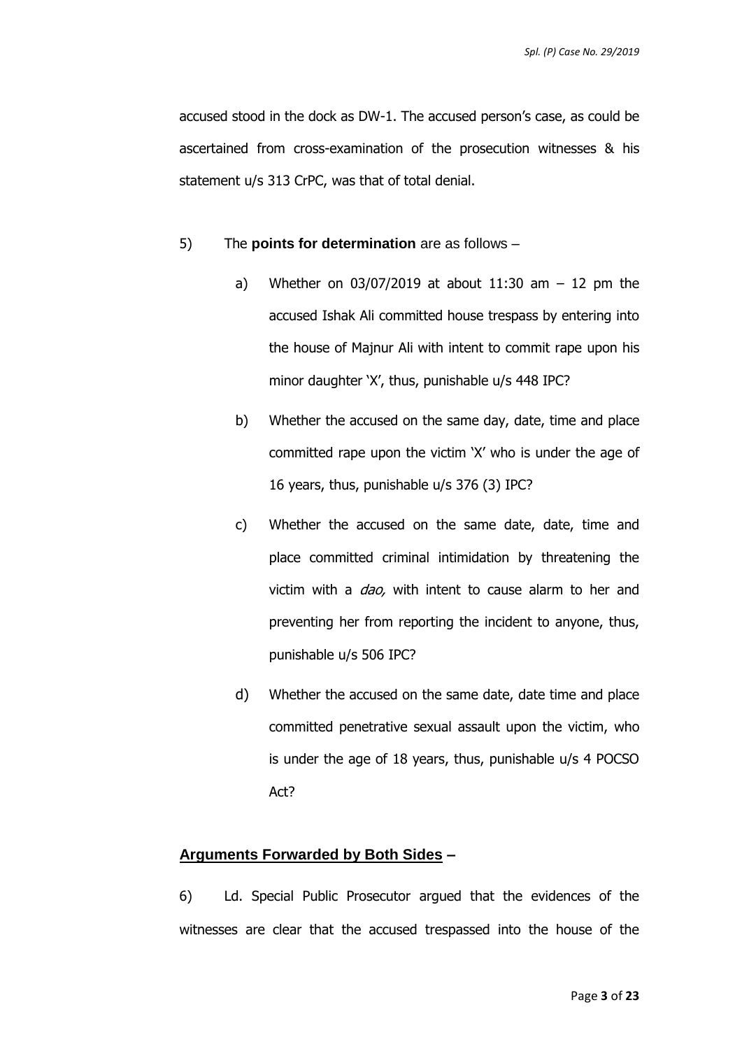accused stood in the dock as DW-1. The accused person's case, as could be ascertained from cross-examination of the prosecution witnesses & his statement u/s 313 CrPC, was that of total denial.

5) The **points for determination** are as follows –

a) Whether on 03/07/2019 at about 11:30 am – 12 pm the accused Ishak Ali committed house trespass by entering into the house of Majnur Ali with intent to commit rape upon his minor daughter 'X', thus, punishable u/s 448 IPC?

b) Whether the accused on the same day, date, time and place committed rape upon the victim 'X' who is under the age of 16 years, thus, punishable u/s 376 (3) IPC?

c) Whether the accused on the same date, date, time and place committed criminal intimidation by threatening the victim with a *dao,* with intent to cause alarm to her and preventing her from reporting the incident to anyone, thus, punishable u/s 506 IPC?

d) Whether the accused on the same date, date time and place committed penetrative sexual assault upon the victim, who is under the age of 18 years, thus, punishable u/s 4 POCSO Act?

## **Arguments Forwarded by Both Sides** –

6) Ld. Special Public Prosecutor argued that the evidences of the witnesses are clear that the accused trespassed into the house of the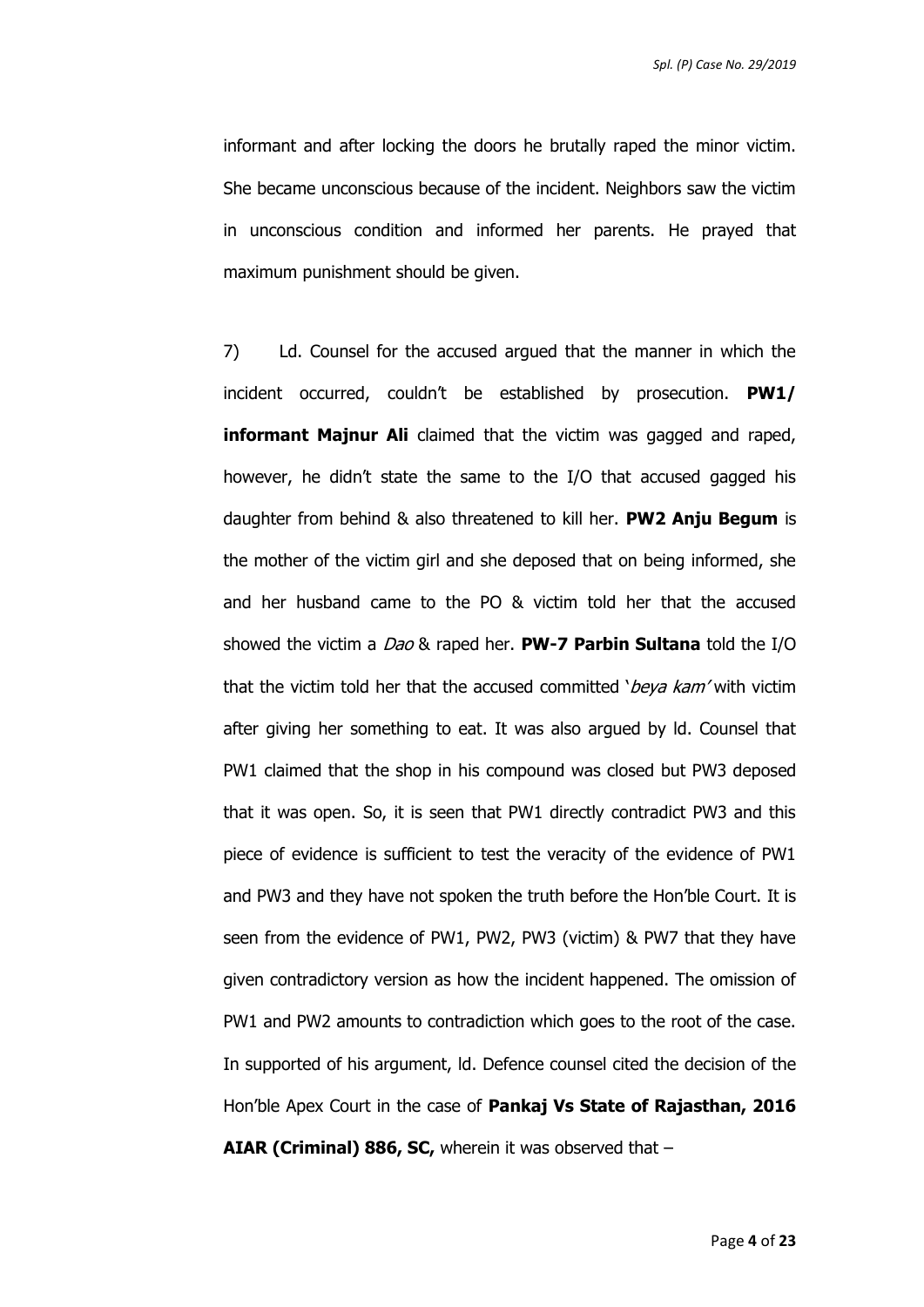informant and after locking the doors he brutally raped the minor victim. She became unconscious because of the incident. Neighbors saw the victim in unconscious condition and informed her parents. He prayed that maximum punishment should be given.

7) Ld. Counsel for the accused argued that the manner in which the incident occurred, couldn't be established by prosecution. **PW1/ informant Majnur Ali** claimed that the victim was gagged and raped, however, he didn't state the same to the I/O that accused gagged his daughter from behind & also threatened to kill her. **PW2 Anju Begum** is the mother of the victim girl and she deposed that on being informed, she and her husband came to the PO & victim told her that the accused showed the victim a *Dao* & raped her. **PW-7 Parbin Sultana** told the I/O that the victim told her that the accused committed '*beya kam*' with victim after giving her something to eat. It was also argued by ld. Counsel that PW1 claimed that the shop in his compound was closed but PW3 deposed that it was open. So, it is seen that PW1 directly contradict PW3 and this piece of evidence is sufficient to test the veracity of the evidence of PW1 and PW3 and they have not spoken the truth before the Hon'ble Court. It is seen from the evidence of PW1, PW2, PW3 (victim) & PW7 that they have given contradictory version as how the incident happened. The omission of PW1 and PW2 amounts to contradiction which goes to the root of the case. In supported of his argument, ld. Defence counsel cited the decision of the Hon'ble Apex Court in the case of **Pankaj Vs State of Rajasthan, 2016 AIAR (Criminal) 886, SC,** wherein it was observed that –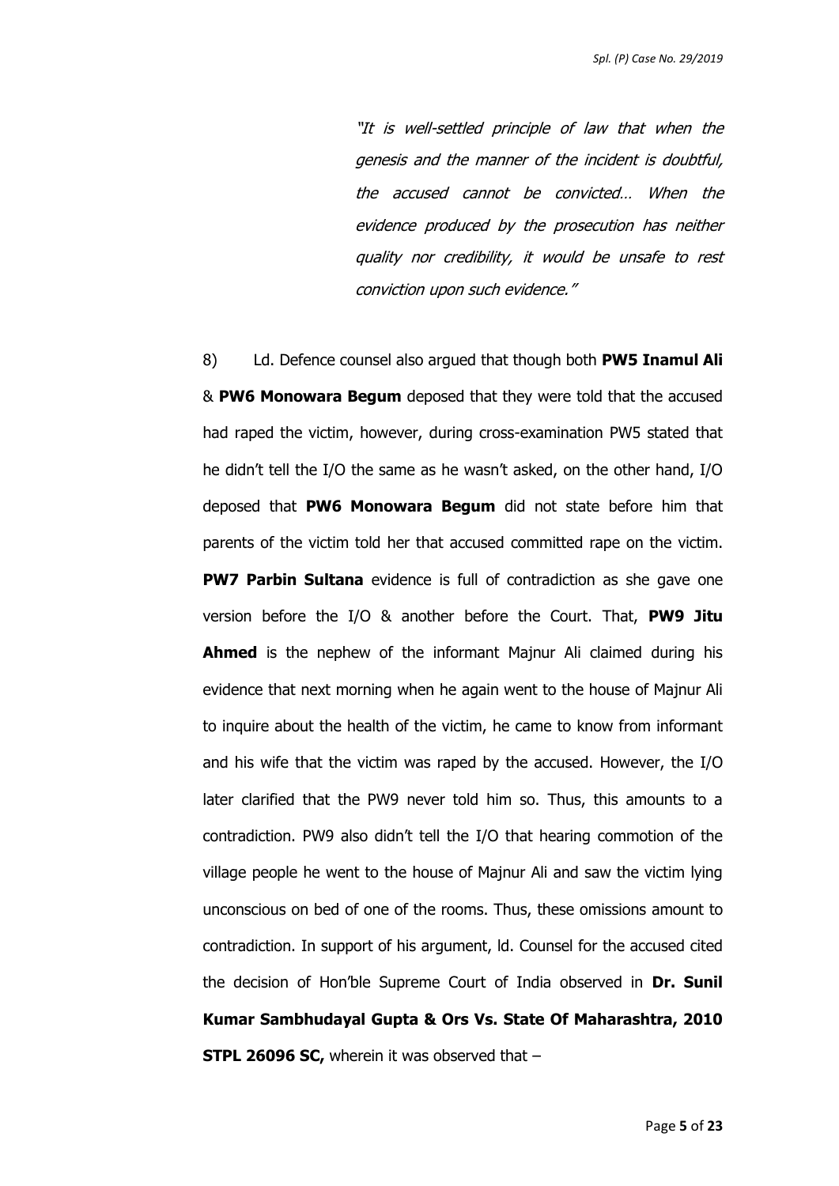*"It is well-settled principle of law that when the genesis and the manner of the incident is doubtful, the accused cannot be convicted… When the evidence produced by the prosecution has neither quality nor credibility, it would be unsafe to rest conviction upon such evidence."*

8) Ld. Defence counsel also argued that though both **PW5 Inamul Ali** & **PW6 Monowara Begum** deposed that they were told that the accused had raped the victim, however, during cross-examination PW5 stated that he didn't tell the I/O the same as he wasn't asked, on the other hand, I/O deposed that **PW6 Monowara Begum** did not state before him that parents of the victim told her that accused committed rape on the victim. **PW7 Parbin Sultana** evidence is full of contradiction as she gave one version before the I/O & another before the Court. That, **PW9 Jitu Ahmed** is the nephew of the informant Majnur Ali claimed during his evidence that next morning when he again went to the house of Majnur Ali to inquire about the health of the victim, he came to know from informant and his wife that the victim was raped by the accused. However, the I/O later clarified that the PW9 never told him so. Thus, this amounts to a contradiction. PW9 also didn't tell the I/O that hearing commotion of the village people he went to the house of Majnur Ali and saw the victim lying unconscious on bed of one of the rooms. Thus, these omissions amount to contradiction. In support of his argument, ld. Counsel for the accused cited the decision of Hon'ble Supreme Court of India observed in **Dr. Sunil Kumar Sambhudayal Gupta & Ors Vs. State Of Maharashtra, 2010 STPL 26096 SC,** wherein it was observed that –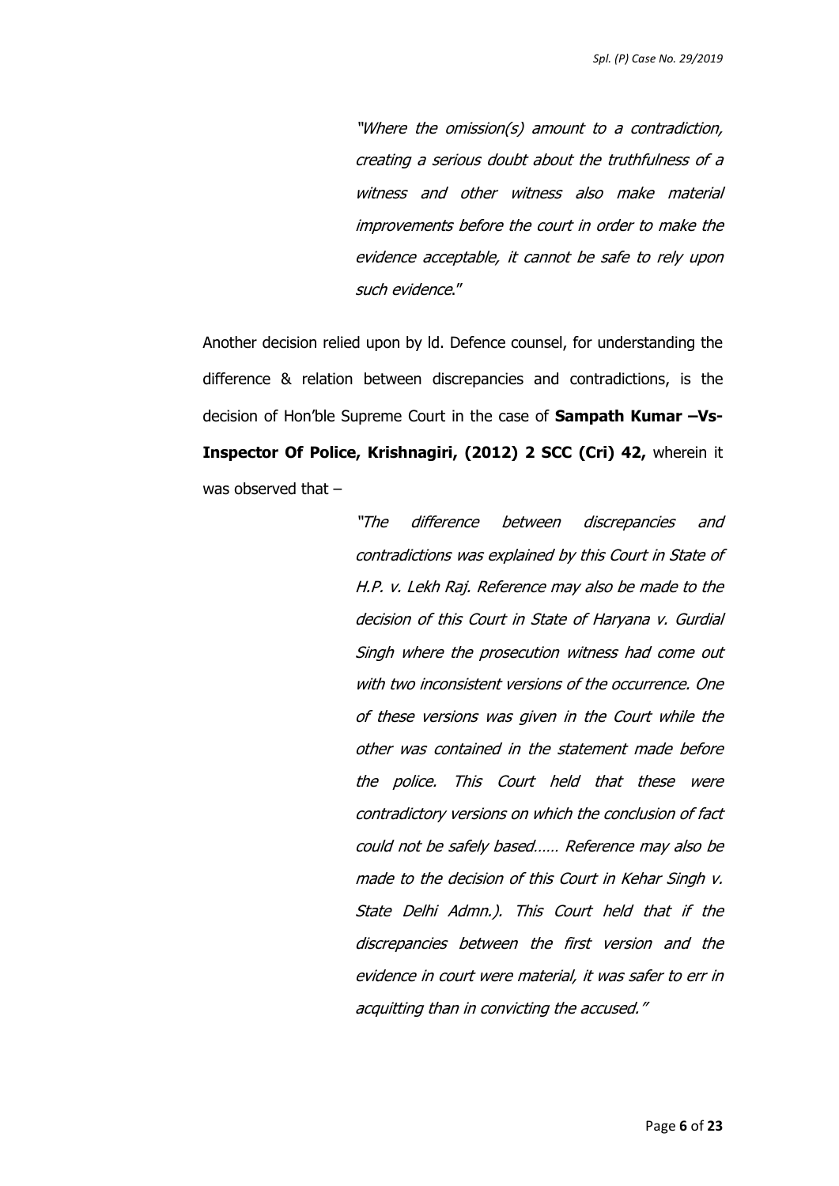> *"Where the omission(s) amount to a contradiction, creating a serious doubt about the truthfulness of a witness and other witness also make material improvements before the court in order to make the evidence acceptable, it cannot be safe to rely upon such evidence."*

Another decision relied upon by ld. Defence counsel, for understanding the difference & relation between discrepancies and contradictions, is the decision of Hon'ble Supreme Court in the case of **Sampath Kumar –Vs- Inspector Of Police, Krishnagiri, (2012) 2 SCC (Cri) 42,** wherein it was observed that –

> *"The difference between discrepancies and contradictions was explained by this Court in State of H.P. v. Lekh Raj. Reference may also be made to the decision of this Court in State of Haryana v. Gurdial Singh where the prosecution witness had come out with two inconsistent versions of the occurrence. One of these versions was given in the Court while the other was contained in the statement made before the police. This Court held that these were contradictory versions on which the conclusion of fact could not be safely based…… Reference may also be made to the decision of this Court in Kehar Singh v. State Delhi Admn.). This Court held that if the discrepancies between the first version and the evidence in court were material, it was safer to err in acquitting than in convicting the accused."*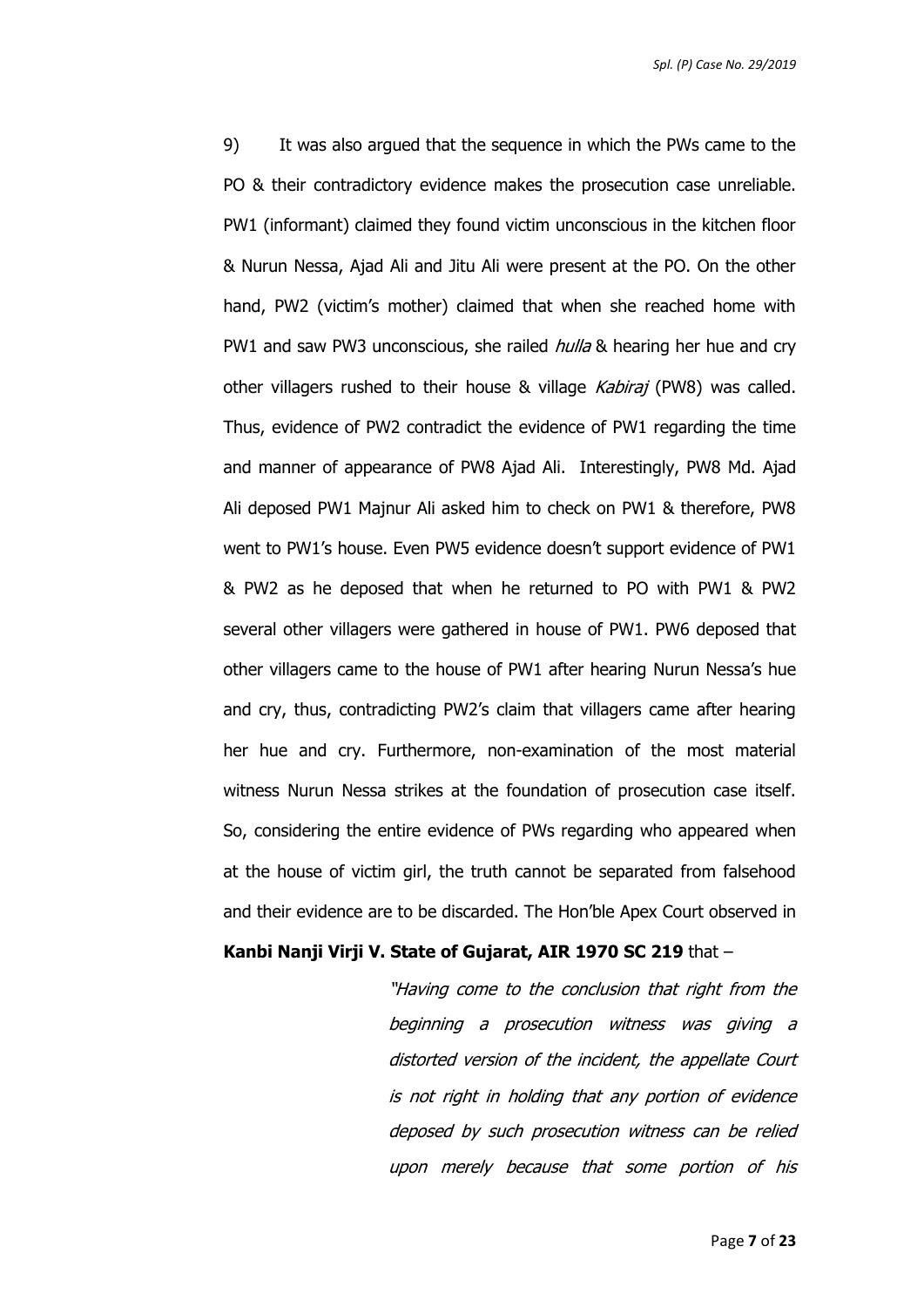9) It was also argued that the sequence in which the PWs came to the PO & their contradictory evidence makes the prosecution case unreliable. PW1 (informant) claimed they found victim unconscious in the kitchen floor & Nurun Nessa, Ajad Ali and Jitu Ali were present at the PO. On the other hand, PW2 (victim's mother) claimed that when she reached home with PW1 and saw PW3 unconscious, she railed *hulla* & hearing her hue and cry other villagers rushed to their house & village *Kabiraj* (PW8) was called. Thus, evidence of PW2 contradict the evidence of PW1 regarding the time and manner of appearance of PW8 Ajad Ali. Interestingly, PW8 Md. Ajad Ali deposed PW1 Majnur Ali asked him to check on PW1 & therefore, PW8 went to PW1's house. Even PW5 evidence doesn't support evidence of PW1 & PW2 as he deposed that when he returned to PO with PW1 & PW2 several other villagers were gathered in house of PW1. PW6 deposed that other villagers came to the house of PW1 after hearing Nurun Nessa's hue and cry, thus, contradicting PW2's claim that villagers came after hearing her hue and cry. Furthermore, non-examination of the most material witness Nurun Nessa strikes at the foundation of prosecution case itself. So, considering the entire evidence of PWs regarding who appeared when at the house of victim girl, the truth cannot be separated from falsehood and their evidence are to be discarded. The Hon'ble Apex Court observed in **Kanbi Nanji Virji V. State of Gujarat, AIR 1970 SC 219** that –

> *"Having come to the conclusion that right from the beginning a prosecution witness was giving a distorted version of the incident, the appellate Court is not right in holding that any portion of evidence deposed by such prosecution witness can be relied upon merely because that some portion of his*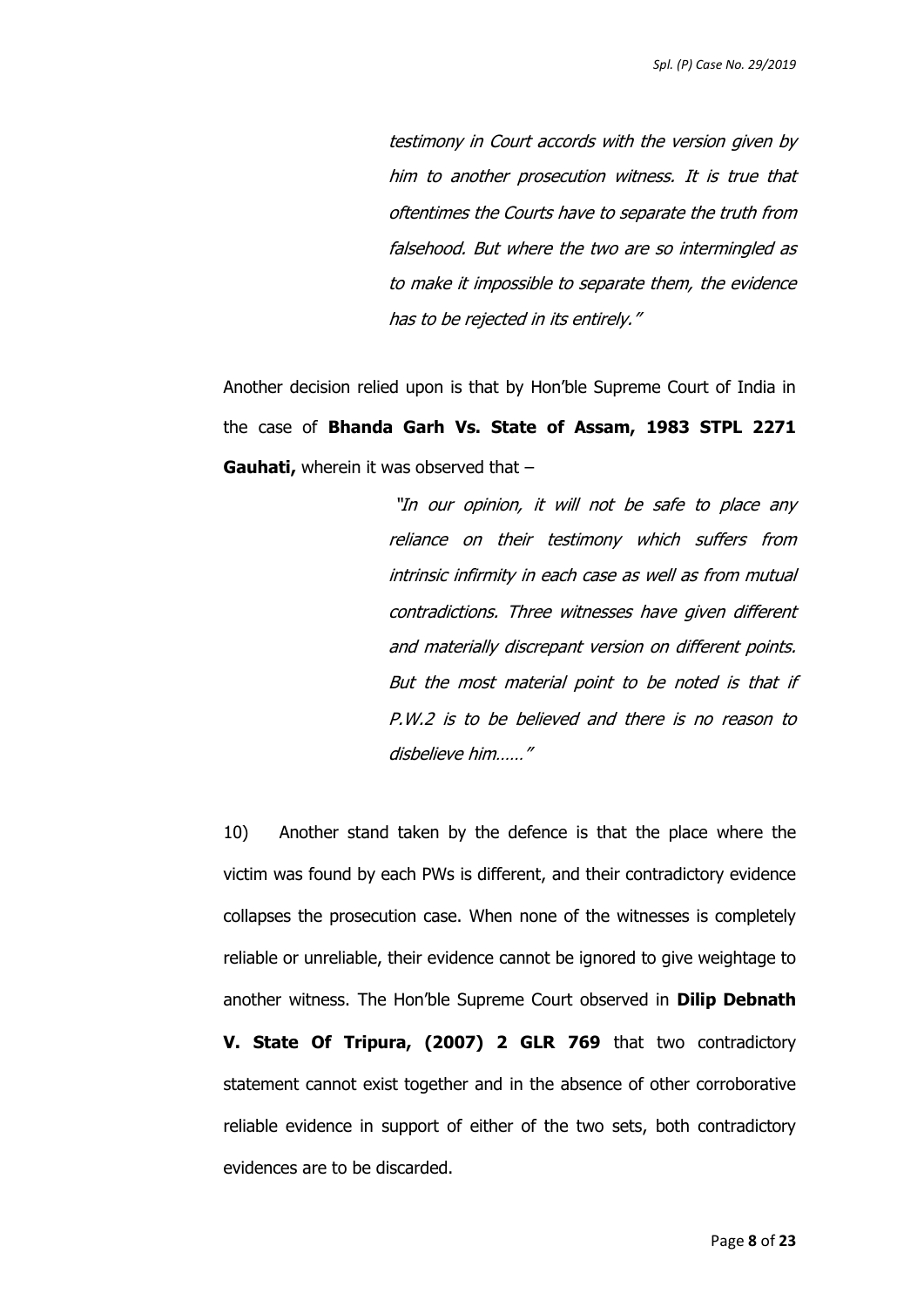*testimony in Court accords with the version given by him to another prosecution witness. It is true that oftentimes the Courts have to separate the truth from falsehood. But where the two are so intermingled as to make it impossible to separate them, the evidence has to be rejected in its entirely."*

Another decision relied upon is that by Hon'ble Supreme Court of India in the case of **Bhanda Garh Vs. State of Assam, 1983 STPL 2271 Gauhati,** wherein it was observed that –

> *"In our opinion, it will not be safe to place any reliance on their testimony which suffers from intrinsic infirmity in each case as well as from mutual contradictions. Three witnesses have given different and materially discrepant version on different points. But the most material point to be noted is that if P.W.2 is to be believed and there is no reason to disbelieve him……"*

10) Another stand taken by the defence is that the place where the victim was found by each PWs is different, and their contradictory evidence collapses the prosecution case. When none of the witnesses is completely reliable or unreliable, their evidence cannot be ignored to give weightage to another witness. The Hon'ble Supreme Court observed in **Dilip Debnath V. State Of Tripura, (2007) 2 GLR 769** that two contradictory statement cannot exist together and in the absence of other corroborative reliable evidence in support of either of the two sets, both contradictory evidences are to be discarded.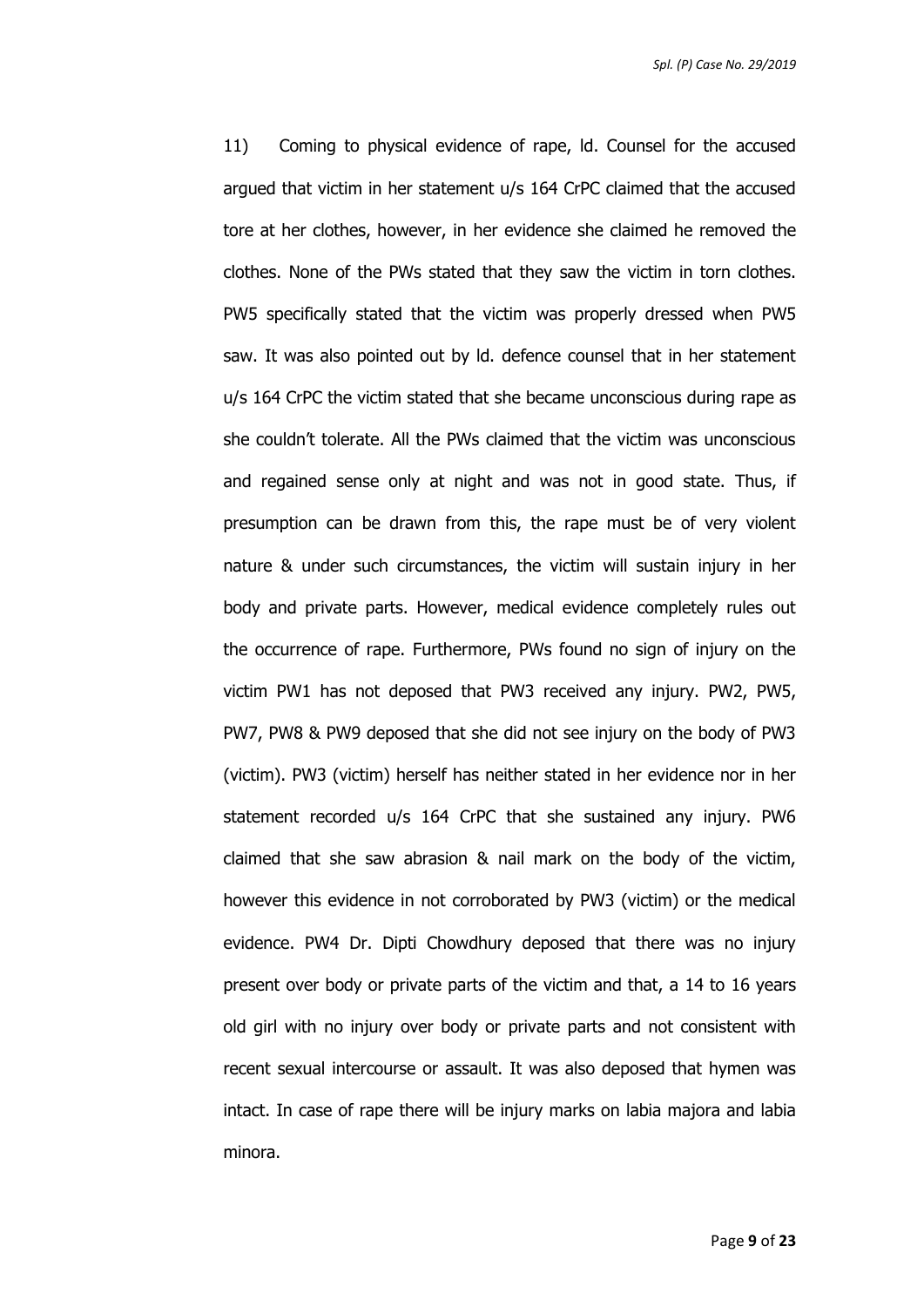11) Coming to physical evidence of rape, ld. Counsel for the accused argued that victim in her statement u/s 164 CrPC claimed that the accused tore at her clothes, however, in her evidence she claimed he removed the clothes. None of the PWs stated that they saw the victim in torn clothes. PW5 specifically stated that the victim was properly dressed when PW5 saw. It was also pointed out by ld. defence counsel that in her statement u/s 164 CrPC the victim stated that she became unconscious during rape as she couldn't tolerate. All the PWs claimed that the victim was unconscious and regained sense only at night and was not in good state. Thus, if presumption can be drawn from this, the rape must be of very violent nature & under such circumstances, the victim will sustain injury in her body and private parts. However, medical evidence completely rules out the occurrence of rape. Furthermore, PWs found no sign of injury on the victim PW1 has not deposed that PW3 received any injury. PW2, PW5, PW7, PW8 & PW9 deposed that she did not see injury on the body of PW3 (victim). PW3 (victim) herself has neither stated in her evidence nor in her statement recorded u/s 164 CrPC that she sustained any injury. PW6 claimed that she saw abrasion & nail mark on the body of the victim, however this evidence in not corroborated by PW3 (victim) or the medical evidence. PW4 Dr. Dipti Chowdhury deposed that there was no injury present over body or private parts of the victim and that, a 14 to 16 years old girl with no injury over body or private parts and not consistent with recent sexual intercourse or assault. It was also deposed that hymen was intact. In case of rape there will be injury marks on labia majora and labia minora.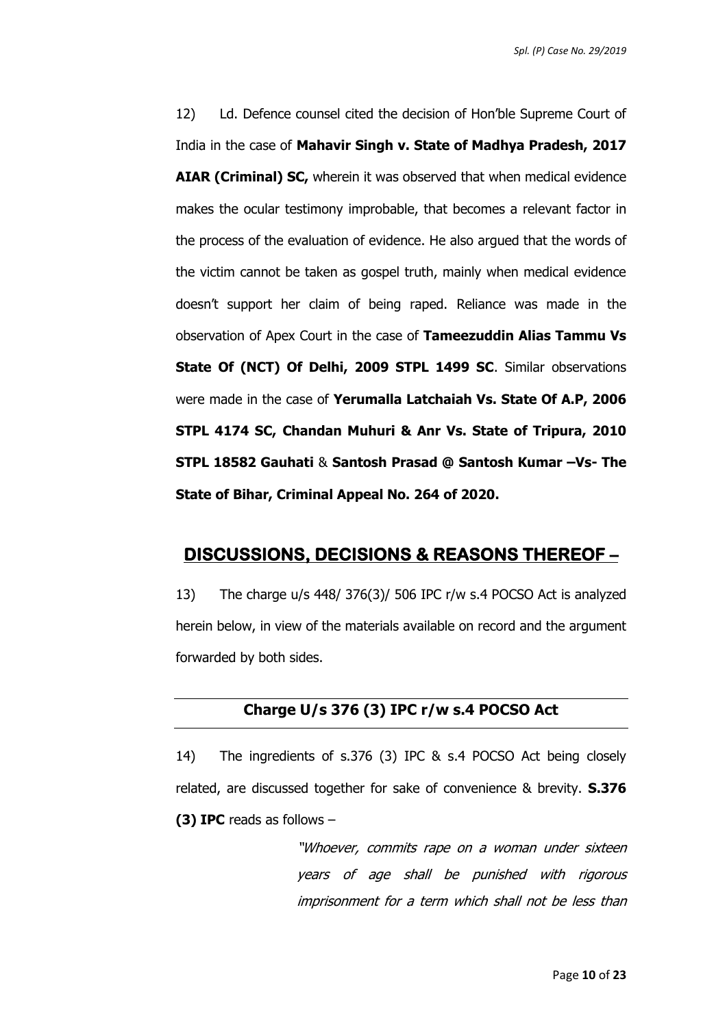12) Ld. Defence counsel cited the decision of Hon'ble Supreme Court of India in the case of **Mahavir Singh v. State of Madhya Pradesh, 2017 AIAR (Criminal) SC,** wherein it was observed that when medical evidence makes the ocular testimony improbable, that becomes a relevant factor in the process of the evaluation of evidence. He also argued that the words of the victim cannot be taken as gospel truth, mainly when medical evidence doesn't support her claim of being raped. Reliance was made in the observation of Apex Court in the case of **Tameezuddin Alias Tammu Vs State Of (NCT) Of Delhi, 2009 STPL 1499 SC**. Similar observations were made in the case of **Yerumalla Latchaiah Vs. State Of A.P, 2006 STPL 4174 SC, Chandan Muhuri & Anr Vs. State of Tripura, 2010 STPL 18582 Gauhati** & **Santosh Prasad @ Santosh Kumar –Vs- The State of Bihar, Criminal Appeal No. 264 of 2020.**

## DISCUSSIONS, DECISIONS & REASONS THEREOF –

13) The charge u/s 448/ 376(3)/ 506 IPC r/w s.4 POCSO Act is analyzed herein below, in view of the materials available on record and the argument forwarded by both sides.

### Charge U/s 376 (3) IPC r/w s.4 POCSO Act

14) The ingredients of s.376 (3) IPC & s.4 POCSO Act being closely related, are discussed together for sake of convenience & brevity. **S.376 (3) IPC** reads as follows –

> *"Whoever, commits rape on a woman under sixteen years of age shall be punished with rigorous imprisonment for a term which shall not be less than*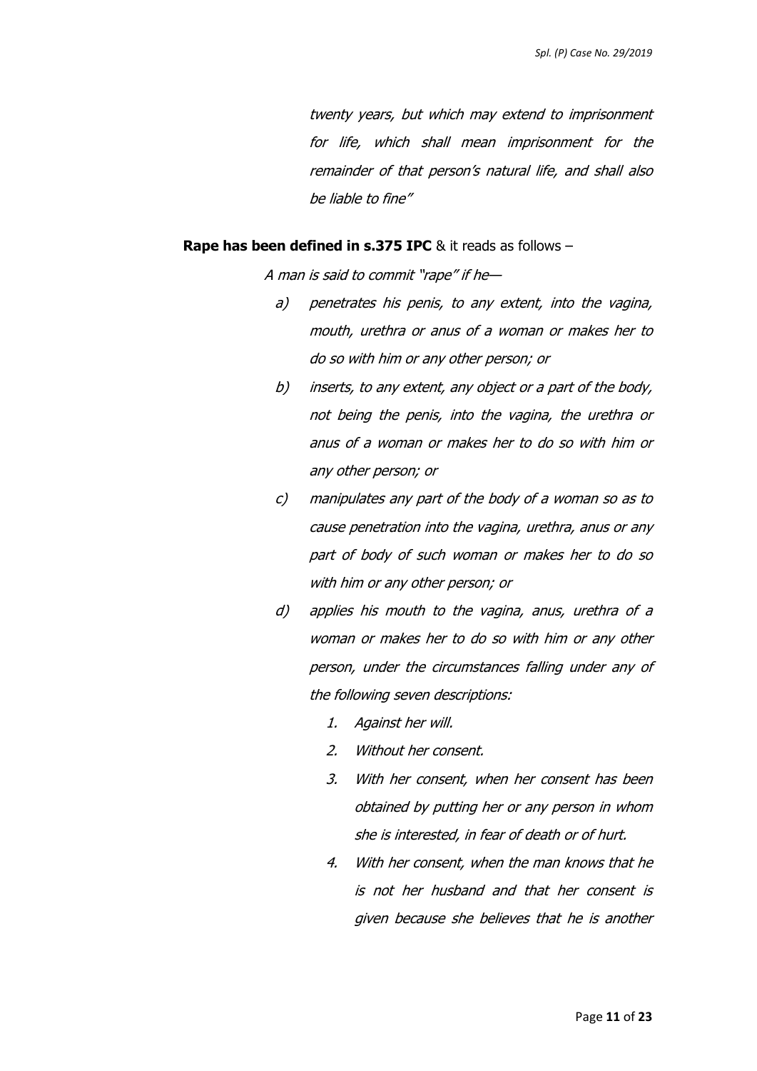*twenty years, but which may extend to imprisonment for life, which shall mean imprisonment for the remainder of that person's natural life, and shall also be liable to fine"*

**Rape has been defined in s.375 IPC** & it reads as follows –

*A man is said to commit "rape" if he—*

*a) penetrates his penis, to any extent, into the vagina, mouth, urethra or anus of a woman or makes her to do so with him or any other person; or*

*b) inserts, to any extent, any object or a part of the body, not being the penis, into the vagina, the urethra or anus of a woman or makes her to do so with him or any other person; or*

*c) manipulates any part of the body of a woman so as to cause penetration into the vagina, urethra, anus or any part of body of such woman or makes her to do so with him or any other person; or*

*d) applies his mouth to the vagina, anus, urethra of a woman or makes her to do so with him or any other person, under the circumstances falling under any of the following seven descriptions:*

1. *Against her will.*
2. *Without her consent.*
3. *With her consent, when her consent has been obtained by putting her or any person in whom she is interested, in fear of death or of hurt.*
4. *With her consent, when the man knows that he is not her husband and that her consent is given because she believes that he is another*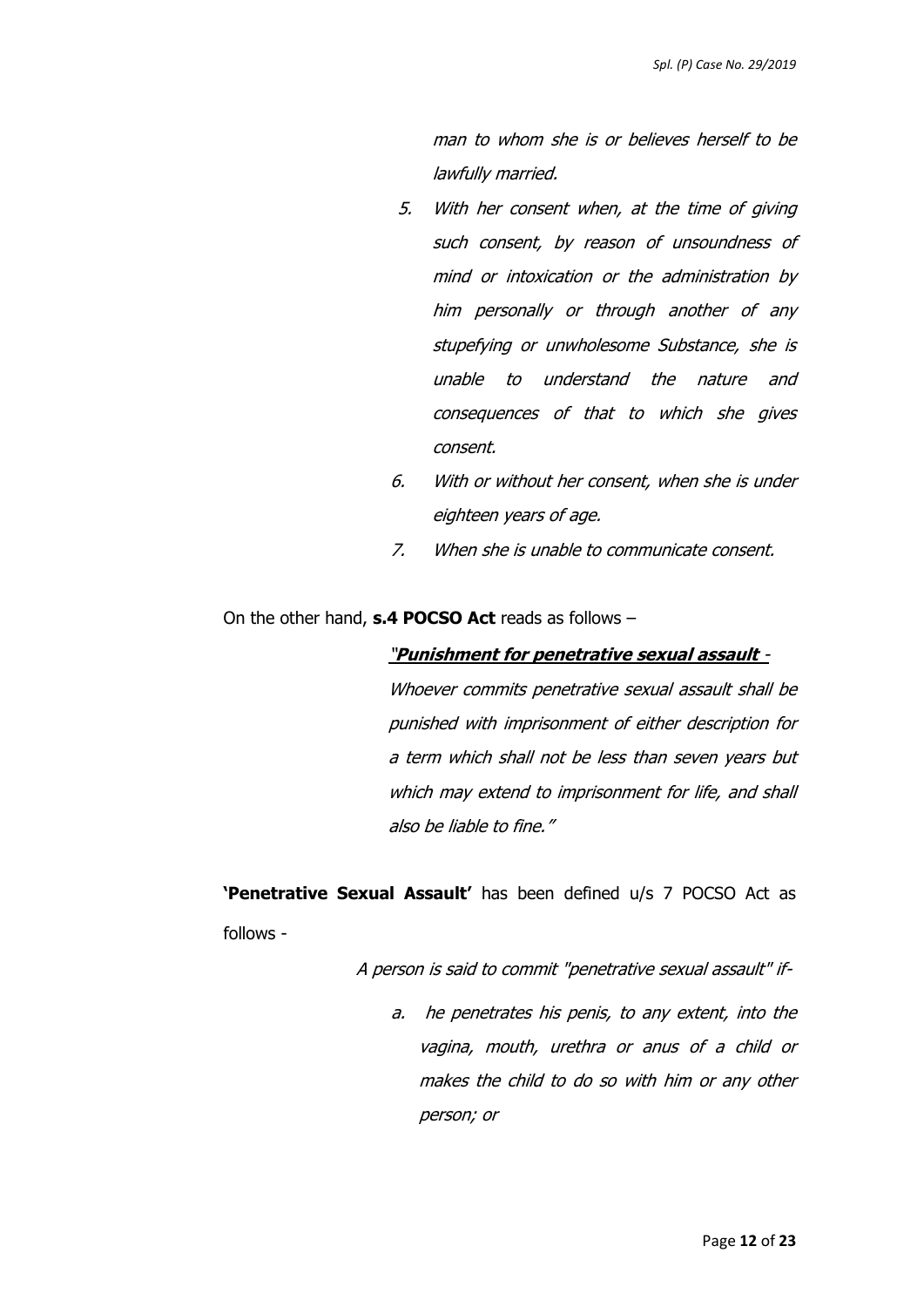*man to whom she is or believes herself to be lawfully married.*

> 5. *With her consent when, at the time of giving such consent, by reason of unsoundness of mind or intoxication or the administration by him personally or through another of any stupefying or unwholesome Substance, she is unable to understand the nature and consequences of that to which she gives consent.*
> 6. *With or without her consent, when she is under eighteen years of age.*
> 7. *When she is unable to communicate consent.*

On the other hand, **s.4 POCSO Act** reads as follows –

> ***"Punishment for penetrative sexual assault*** *-*
> *Whoever commits penetrative sexual assault shall be punished with imprisonment of either description for a term which shall not be less than seven years but which may extend to imprisonment for life, and shall also be liable to fine."*

**'Penetrative Sexual Assault'** has been defined u/s 7 POCSO Act as follows -

> *A person is said to commit "penetrative sexual assault" if-*
>
> a. *he penetrates his penis, to any extent, into the vagina, mouth, urethra or anus of a child or makes the child to do so with him or any other person; or*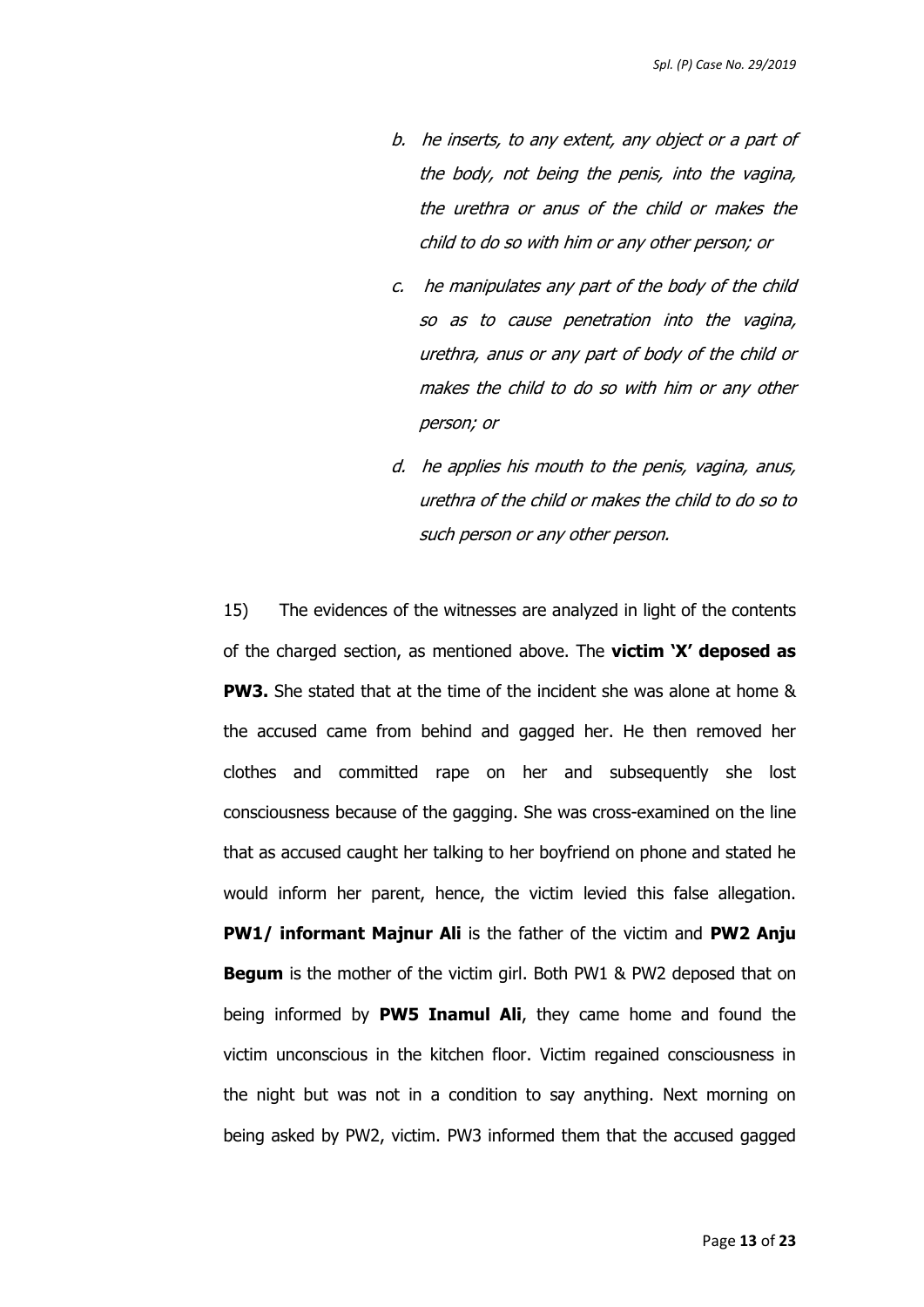*b. he inserts, to any extent, any object or a part of the body, not being the penis, into the vagina, the urethra or anus of the child or makes the child to do so with him or any other person; or*

*c. he manipulates any part of the body of the child so as to cause penetration into the vagina, urethra, anus or any part of body of the child or makes the child to do so with him or any other person; or*

*d. he applies his mouth to the penis, vagina, anus, urethra of the child or makes the child to do so to such person or any other person.*

15) The evidences of the witnesses are analyzed in light of the contents of the charged section, as mentioned above. The **victim 'X' deposed as PW3.** She stated that at the time of the incident she was alone at home & the accused came from behind and gagged her. He then removed her clothes and committed rape on her and subsequently she lost consciousness because of the gagging. She was cross-examined on the line that as accused caught her talking to her boyfriend on phone and stated he would inform her parent, hence, the victim levied this false allegation. **PW1/ informant Majnur Ali** is the father of the victim and **PW2 Anju Begum** is the mother of the victim girl. Both PW1 & PW2 deposed that on being informed by **PW5 Inamul Ali**, they came home and found the victim unconscious in the kitchen floor. Victim regained consciousness in the night but was not in a condition to say anything. Next morning on being asked by PW2, victim. PW3 informed them that the accused gagged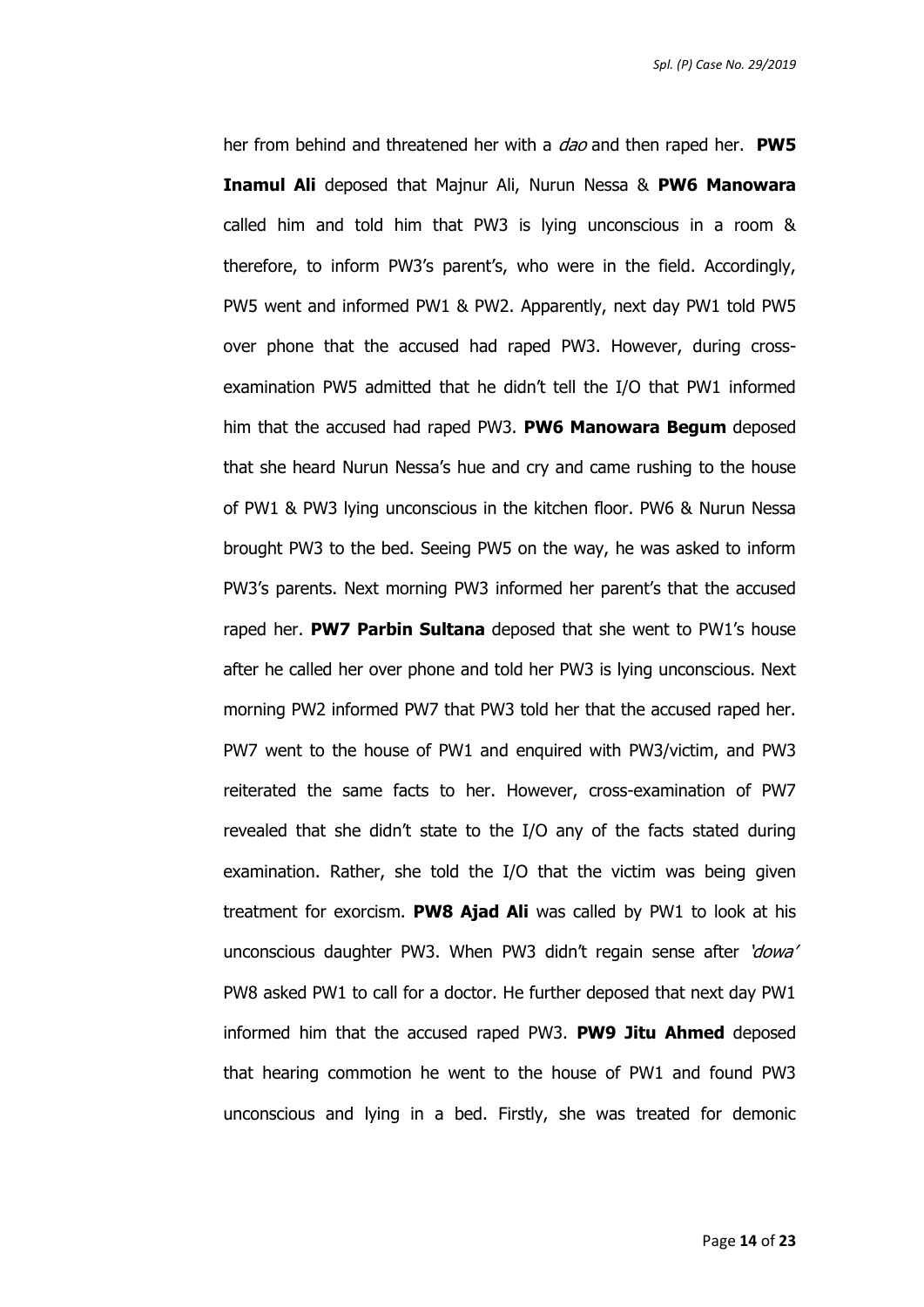her from behind and threatened her with a *dao* and then raped her. **PW5 Inamul Ali** deposed that Majnur Ali, Nurun Nessa & **PW6 Manowara** called him and told him that PW3 is lying unconscious in a room & therefore, to inform PW3's parent's, who were in the field. Accordingly, PW5 went and informed PW1 & PW2. Apparently, next day PW1 told PW5 over phone that the accused had raped PW3. However, during cross-examination PW5 admitted that he didn't tell the I/O that PW1 informed him that the accused had raped PW3. **PW6 Manowara Begum** deposed that she heard Nurun Nessa's hue and cry and came rushing to the house of PW1 & PW3 lying unconscious in the kitchen floor. PW6 & Nurun Nessa brought PW3 to the bed. Seeing PW5 on the way, he was asked to inform PW3's parents. Next morning PW3 informed her parent's that the accused raped her. **PW7 Parbin Sultana** deposed that she went to PW1's house after he called her over phone and told her PW3 is lying unconscious. Next morning PW2 informed PW7 that PW3 told her that the accused raped her. PW7 went to the house of PW1 and enquired with PW3/victim, and PW3 reiterated the same facts to her. However, cross-examination of PW7 revealed that she didn't state to the I/O any of the facts stated during examination. Rather, she told the I/O that the victim was being given treatment for exorcism. **PW8 Ajad Ali** was called by PW1 to look at his unconscious daughter PW3. When PW3 didn't regain sense after *'dowa'* PW8 asked PW1 to call for a doctor. He further deposed that next day PW1 informed him that the accused raped PW3. **PW9 Jitu Ahmed** deposed that hearing commotion he went to the house of PW1 and found PW3 unconscious and lying in a bed. Firstly, she was treated for demonic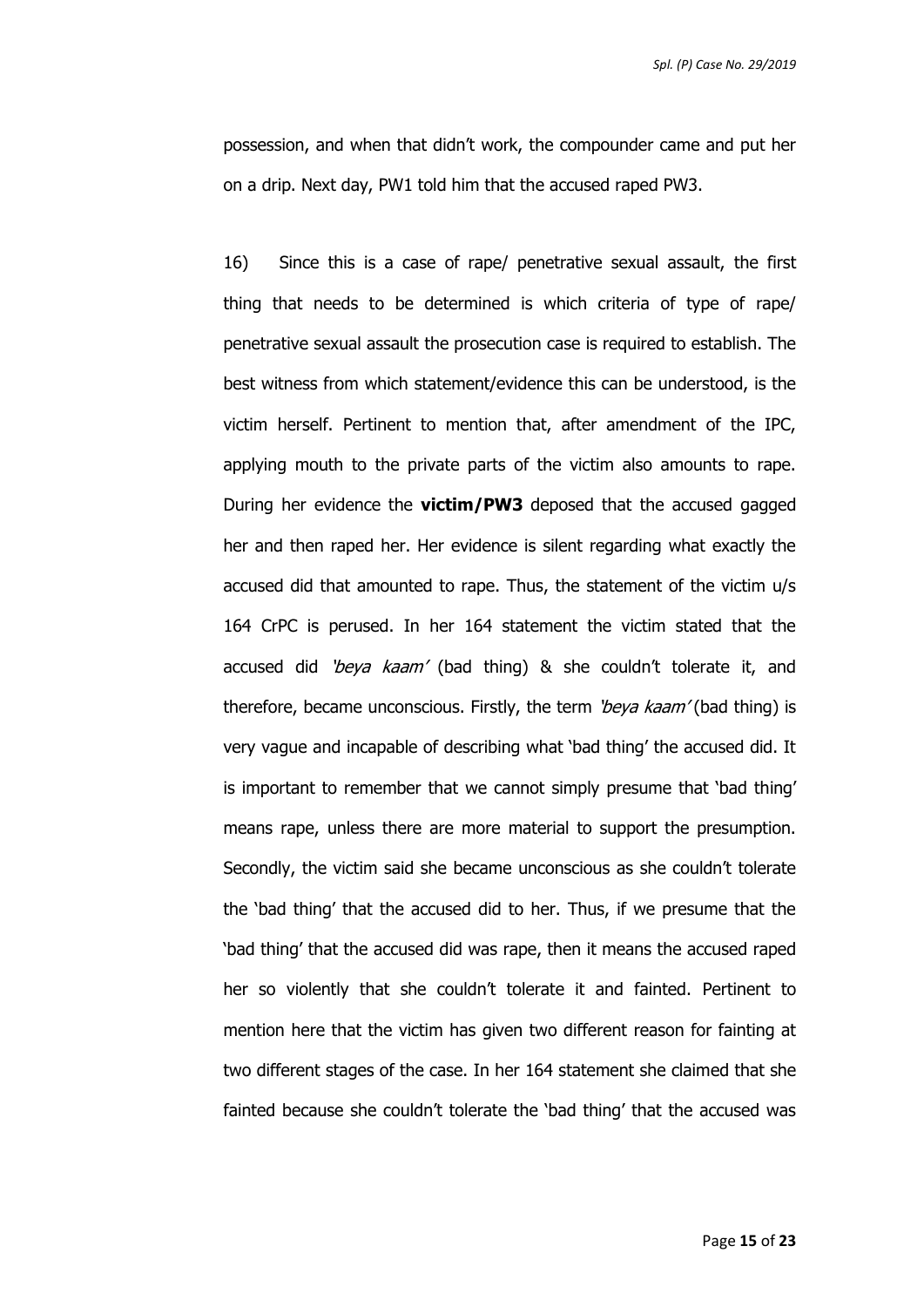possession, and when that didn't work, the compounder came and put her on a drip. Next day, PW1 told him that the accused raped PW3.

16) Since this is a case of rape/ penetrative sexual assault, the first thing that needs to be determined is which criteria of type of rape/ penetrative sexual assault the prosecution case is required to establish. The best witness from which statement/evidence this can be understood, is the victim herself. Pertinent to mention that, after amendment of the IPC, applying mouth to the private parts of the victim also amounts to rape. During her evidence the **victim/PW3** deposed that the accused gagged her and then raped her. Her evidence is silent regarding what exactly the accused did that amounted to rape. Thus, the statement of the victim u/s 164 CrPC is perused. In her 164 statement the victim stated that the accused did *'beya kaam'* (bad thing) & she couldn't tolerate it, and therefore, became unconscious. Firstly, the term *'beya kaam'* (bad thing) is very vague and incapable of describing what 'bad thing' the accused did. It is important to remember that we cannot simply presume that 'bad thing' means rape, unless there are more material to support the presumption. Secondly, the victim said she became unconscious as she couldn't tolerate the 'bad thing' that the accused did to her. Thus, if we presume that the 'bad thing' that the accused did was rape, then it means the accused raped her so violently that she couldn't tolerate it and fainted. Pertinent to mention here that the victim has given two different reason for fainting at two different stages of the case. In her 164 statement she claimed that she fainted because she couldn't tolerate the 'bad thing' that the accused was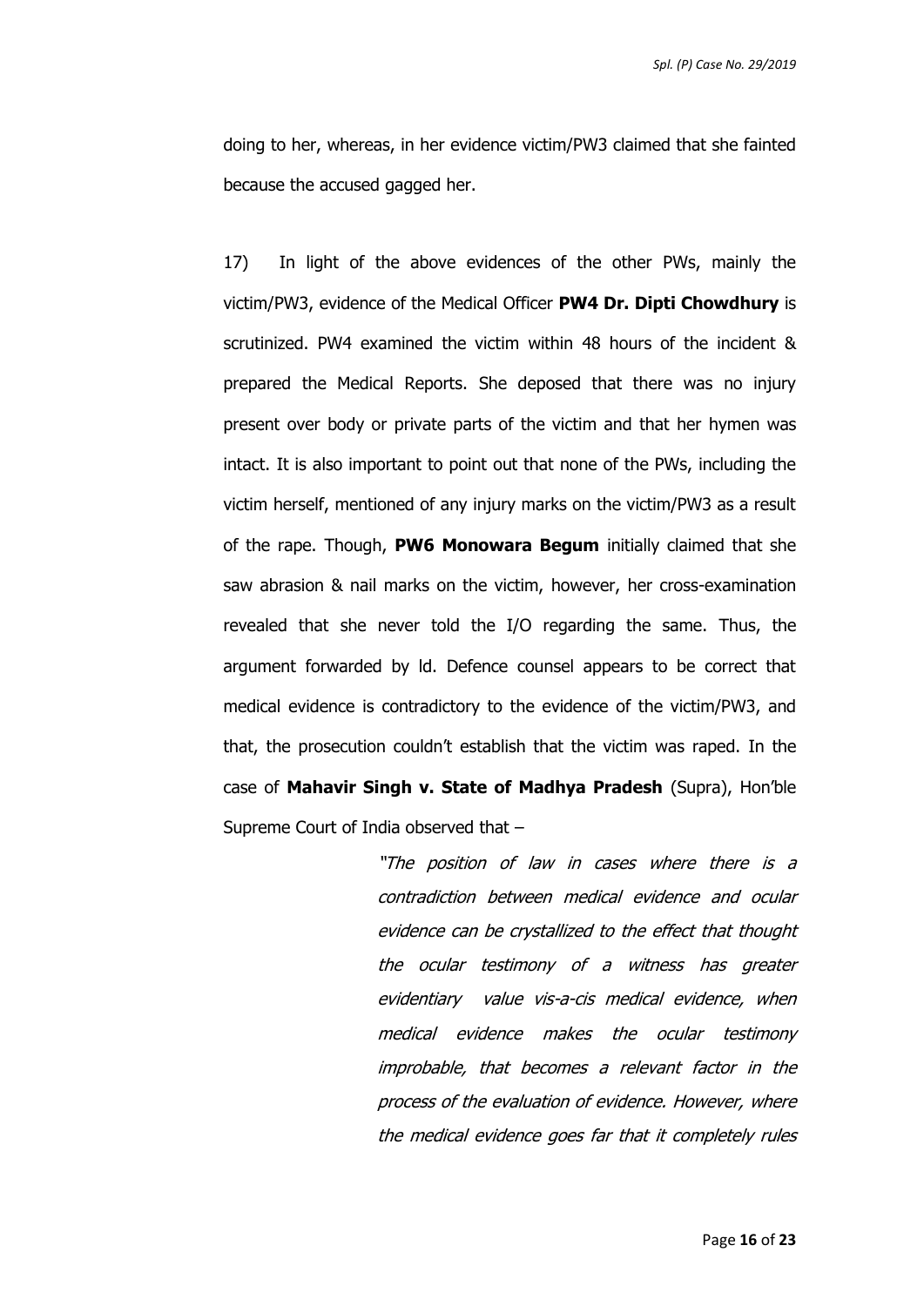doing to her, whereas, in her evidence victim/PW3 claimed that she fainted because the accused gagged her.

17) In light of the above evidences of the other PWs, mainly the victim/PW3, evidence of the Medical Officer **PW4 Dr. Dipti Chowdhury** is scrutinized. PW4 examined the victim within 48 hours of the incident & prepared the Medical Reports. She deposed that there was no injury present over body or private parts of the victim and that her hymen was intact. It is also important to point out that none of the PWs, including the victim herself, mentioned of any injury marks on the victim/PW3 as a result of the rape. Though, **PW6 Monowara Begum** initially claimed that she saw abrasion & nail marks on the victim, however, her cross-examination revealed that she never told the I/O regarding the same. Thus, the argument forwarded by ld. Defence counsel appears to be correct that medical evidence is contradictory to the evidence of the victim/PW3, and that, the prosecution couldn't establish that the victim was raped. In the case of **Mahavir Singh v. State of Madhya Pradesh** (Supra), Hon'ble Supreme Court of India observed that –

> *"The position of law in cases where there is a contradiction between medical evidence and ocular evidence can be crystallized to the effect that thought the ocular testimony of a witness has greater evidentiary value vis-a-cis medical evidence, when medical evidence makes the ocular testimony improbable, that becomes a relevant factor in the process of the evaluation of evidence. However, where the medical evidence goes far that it completely rules*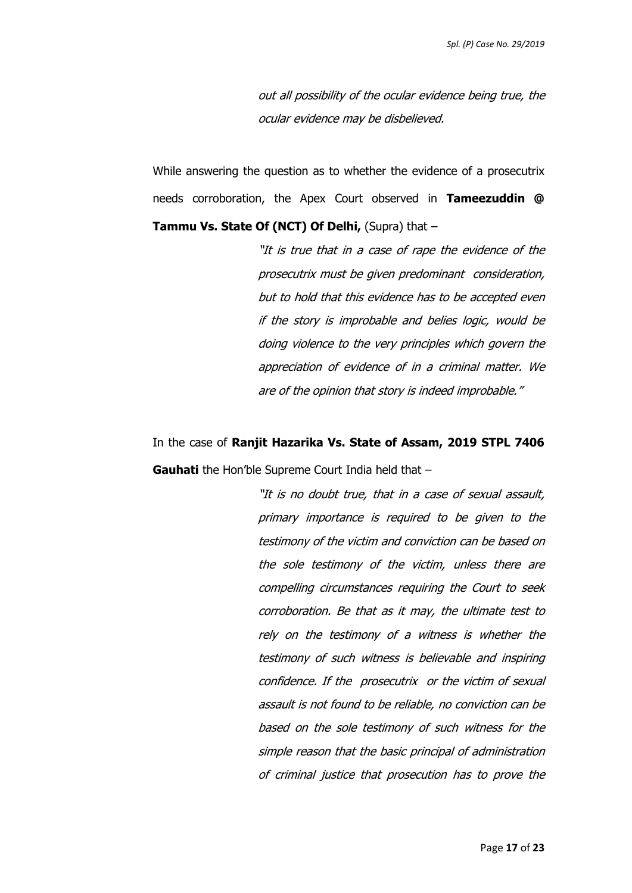*out all possibility of the ocular evidence being true, the ocular evidence may be disbelieved.*

While answering the question as to whether the evidence of a prosecutrix needs corroboration, the Apex Court observed in **Tameezuddin @ Tammu Vs. State Of (NCT) Of Delhi,** (Supra) that –

> *"It is true that in a case of rape the evidence of the prosecutrix must be given predominant consideration, but to hold that this evidence has to be accepted even if the story is improbable and belies logic, would be doing violence to the very principles which govern the appreciation of evidence of in a criminal matter. We are of the opinion that story is indeed improbable."*

In the case of **Ranjit Hazarika Vs. State of Assam, 2019 STPL 7406 Gauhati** the Hon'ble Supreme Court India held that –

> *"It is no doubt true, that in a case of sexual assault, primary importance is required to be given to the testimony of the victim and conviction can be based on the sole testimony of the victim, unless there are compelling circumstances requiring the Court to seek corroboration. Be that as it may, the ultimate test to rely on the testimony of a witness is whether the testimony of such witness is believable and inspiring confidence. If the prosecutrix or the victim of sexual assault is not found to be reliable, no conviction can be based on the sole testimony of such witness for the simple reason that the basic principal of administration of criminal justice that prosecution has to prove the*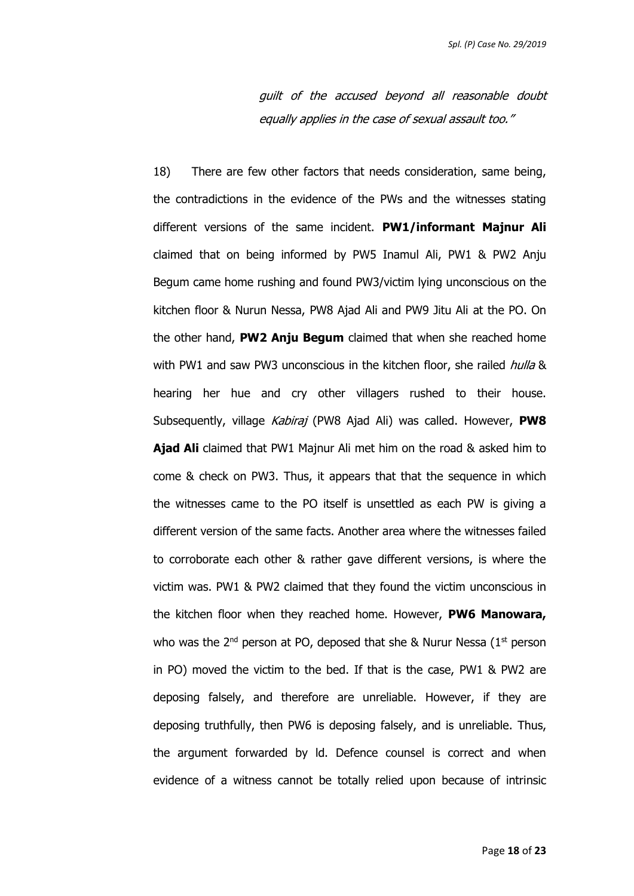*guilt of the accused beyond all reasonable doubt equally applies in the case of sexual assault too."*

18) There are few other factors that needs consideration, same being, the contradictions in the evidence of the PWs and the witnesses stating different versions of the same incident. **PW1/informant Majnur Ali** claimed that on being informed by PW5 Inamul Ali, PW1 & PW2 Anju Begum came home rushing and found PW3/victim lying unconscious on the kitchen floor & Nurun Nessa, PW8 Ajad Ali and PW9 Jitu Ali at the PO. On the other hand, **PW2 Anju Begum** claimed that when she reached home with PW1 and saw PW3 unconscious in the kitchen floor, she railed *hulla* & hearing her hue and cry other villagers rushed to their house. Subsequently, village *Kabiraj* (PW8 Ajad Ali) was called. However, **PW8 Ajad Ali** claimed that PW1 Majnur Ali met him on the road & asked him to come & check on PW3. Thus, it appears that that the sequence in which the witnesses came to the PO itself is unsettled as each PW is giving a different version of the same facts. Another area where the witnesses failed to corroborate each other & rather gave different versions, is where the victim was. PW1 & PW2 claimed that they found the victim unconscious in the kitchen floor when they reached home. However, **PW6 Manowara,** who was the 2nd person at PO, deposed that she & Nurur Nessa (1st person in PO) moved the victim to the bed. If that is the case, PW1 & PW2 are deposing falsely, and therefore are unreliable. However, if they are deposing truthfully, then PW6 is deposing falsely, and is unreliable. Thus, the argument forwarded by ld. Defence counsel is correct and when evidence of a witness cannot be totally relied upon because of intrinsic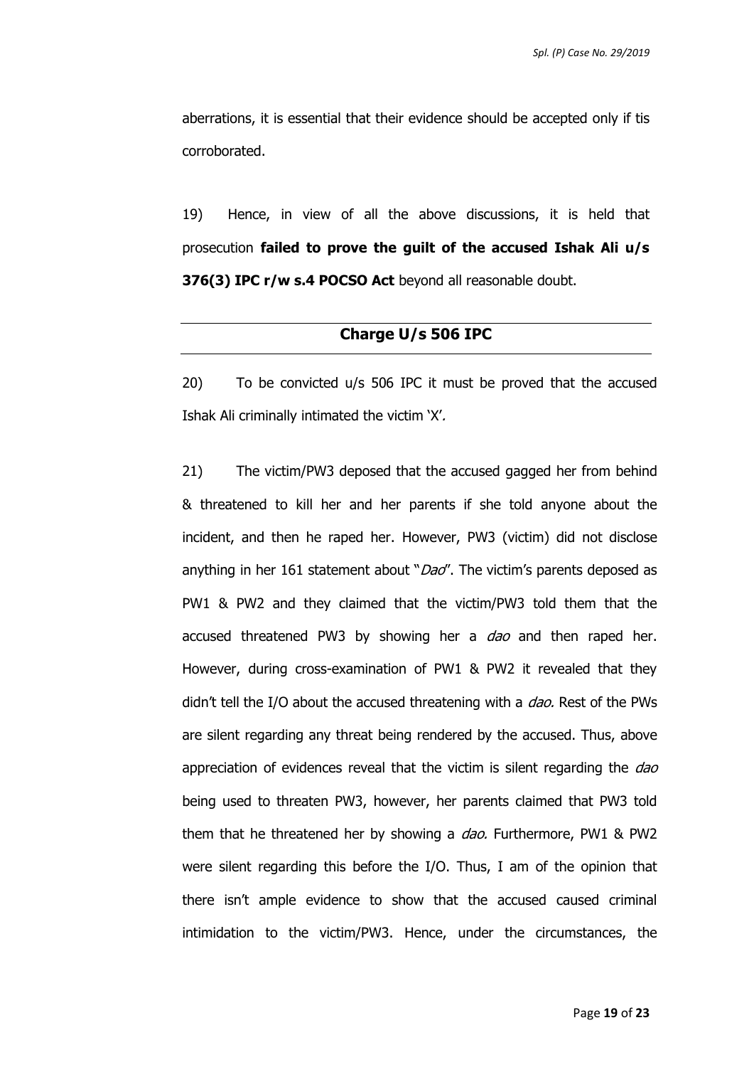aberrations, it is essential that their evidence should be accepted only if tis corroborated.

19) Hence, in view of all the above discussions, it is held that prosecution **failed to prove the guilt of the accused Ishak Ali u/s 376(3) IPC r/w s.4 POCSO Act** beyond all reasonable doubt.

## Charge U/s 506 IPC

20) To be convicted u/s 506 IPC it must be proved that the accused Ishak Ali criminally intimated the victim 'X'.

21) The victim/PW3 deposed that the accused gagged her from behind & threatened to kill her and her parents if she told anyone about the incident, and then he raped her. However, PW3 (victim) did not disclose anything in her 161 statement about "*Dao*". The victim's parents deposed as PW1 & PW2 and they claimed that the victim/PW3 told them that the accused threatened PW3 by showing her a *dao* and then raped her. However, during cross-examination of PW1 & PW2 it revealed that they didn't tell the I/O about the accused threatening with a *dao.* Rest of the PWs are silent regarding any threat being rendered by the accused. Thus, above appreciation of evidences reveal that the victim is silent regarding the *dao* being used to threaten PW3, however, her parents claimed that PW3 told them that he threatened her by showing a *dao.* Furthermore, PW1 & PW2 were silent regarding this before the I/O. Thus, I am of the opinion that there isn't ample evidence to show that the accused caused criminal intimidation to the victim/PW3. Hence, under the circumstances, the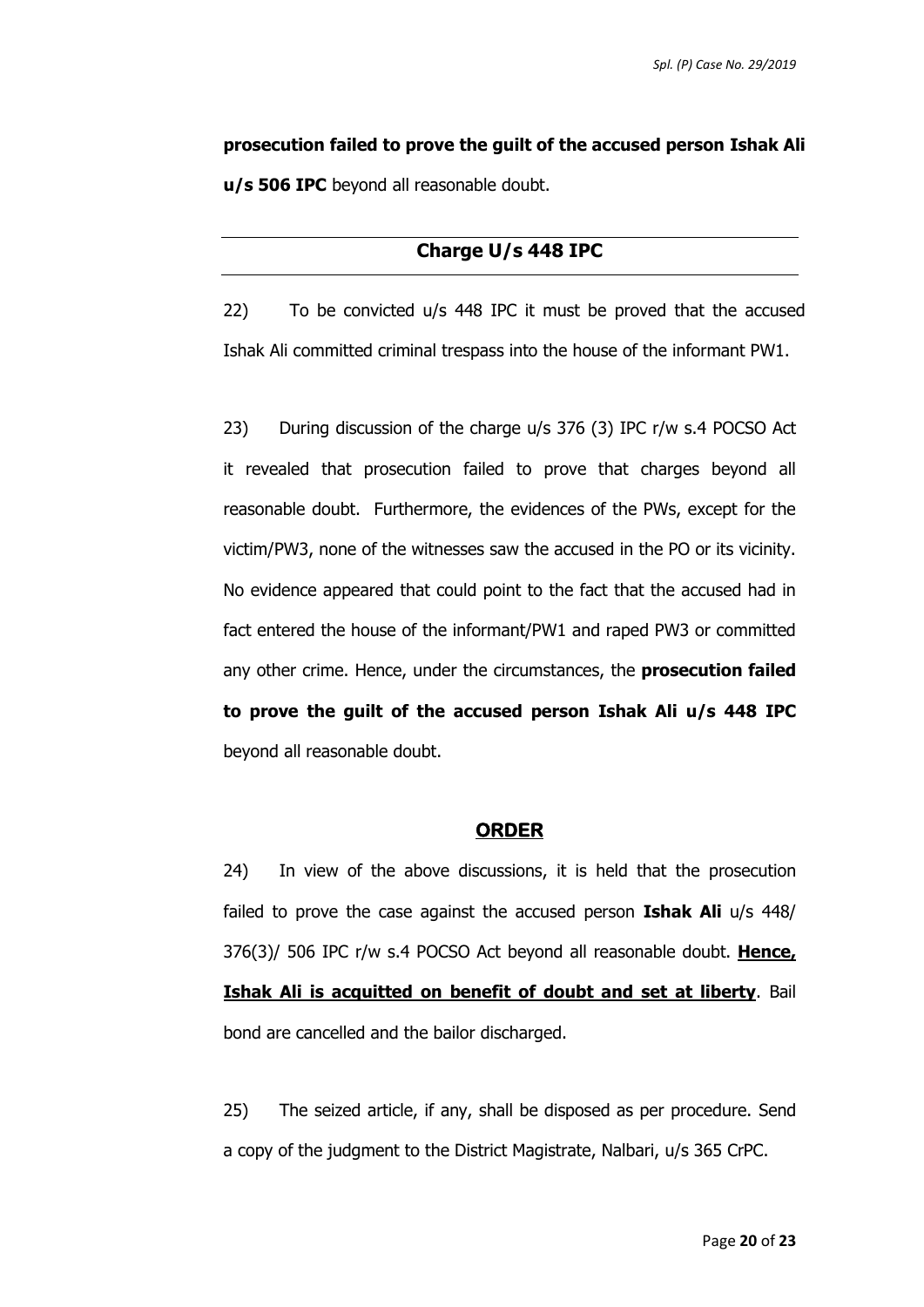**prosecution failed to prove the guilt of the accused person Ishak Ali u/s 506 IPC** beyond all reasonable doubt.

## Charge U/s 448 IPC

22) To be convicted u/s 448 IPC it must be proved that the accused Ishak Ali committed criminal trespass into the house of the informant PW1.

23) During discussion of the charge u/s 376 (3) IPC r/w s.4 POCSO Act it revealed that prosecution failed to prove that charges beyond all reasonable doubt. Furthermore, the evidences of the PWs, except for the victim/PW3, none of the witnesses saw the accused in the PO or its vicinity. No evidence appeared that could point to the fact that the accused had in fact entered the house of the informant/PW1 and raped PW3 or committed any other crime. Hence, under the circumstances, the **prosecution failed to prove the guilt of the accused person Ishak Ali u/s 448 IPC** beyond all reasonable doubt.

## ORDER

24) In view of the above discussions, it is held that the prosecution failed to prove the case against the accused person **Ishak Ali** u/s 448/ 376(3)/ 506 IPC r/w s.4 POCSO Act beyond all reasonable doubt. **Hence, Ishak Ali is acquitted on benefit of doubt and set at liberty**. Bail bond are cancelled and the bailor discharged.

25) The seized article, if any, shall be disposed as per procedure. Send a copy of the judgment to the District Magistrate, Nalbari, u/s 365 CrPC.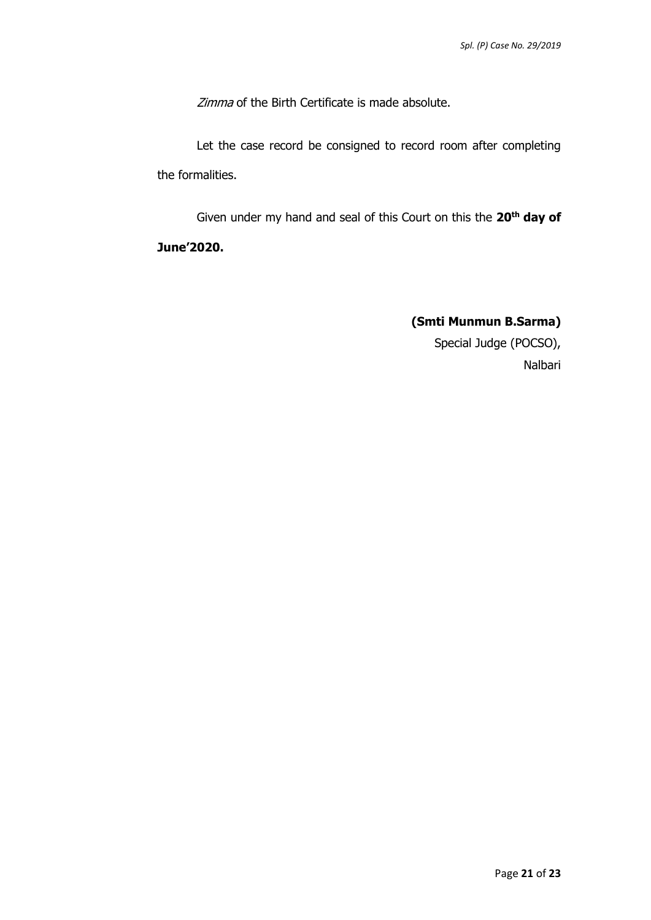*Zimma* of the Birth Certificate is made absolute.

Let the case record be consigned to record room after completing the formalities.

Given under my hand and seal of this Court on this the **20th day of June'2020.**

**(Smti Munmun B.Sarma)**
Special Judge (POCSO),
Nalbari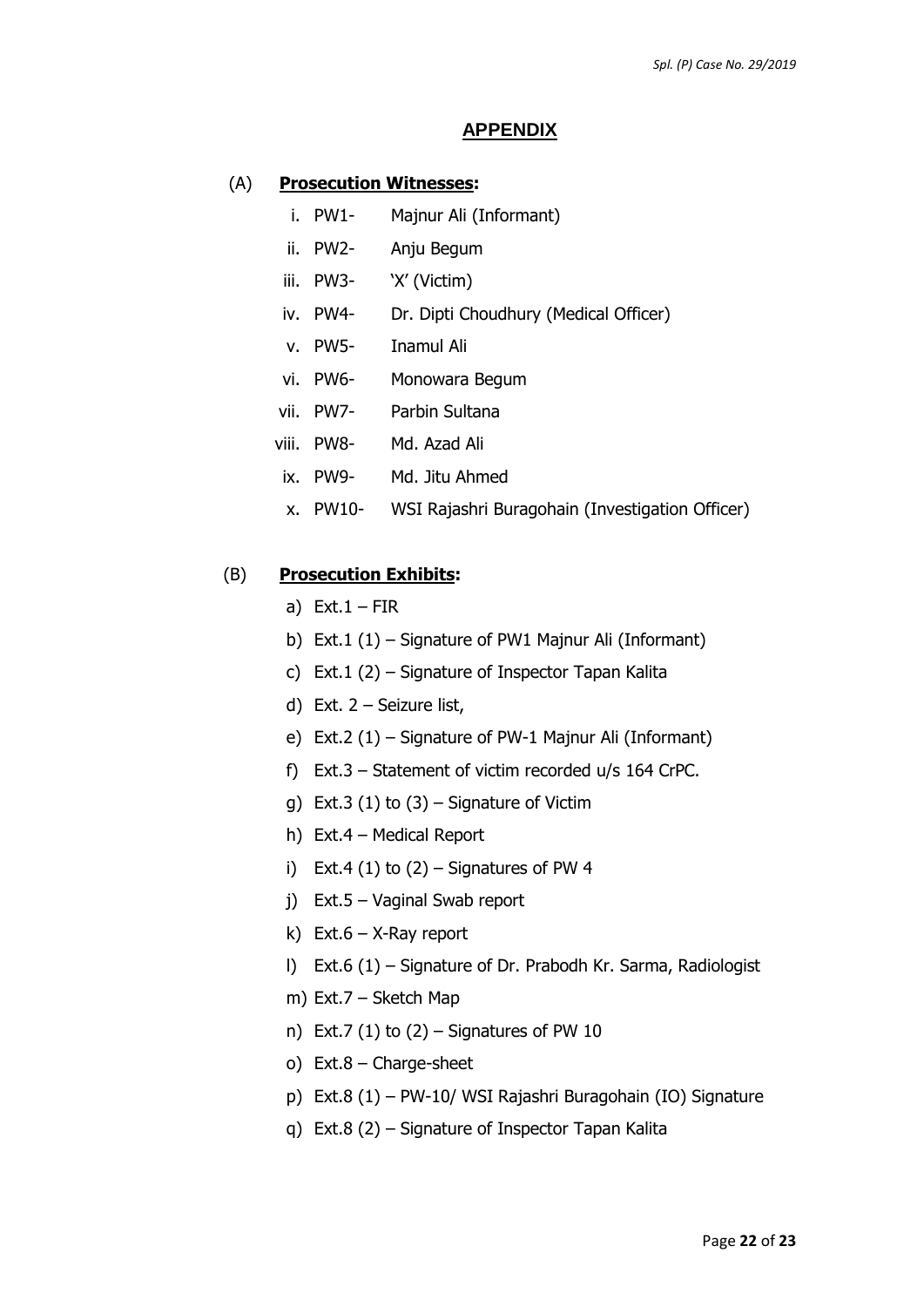## APPENDIX

### (A) **Prosecution Witnesses:**

i. PW1- Majnur Ali (Informant)
ii. PW2- Anju Begum
iii. PW3- 'X' (Victim)
iv. PW4- Dr. Dipti Choudhury (Medical Officer)
v. PW5- Inamul Ali
vi. PW6- Monowara Begum
vii. PW7- Parbin Sultana
viii. PW8- Md. Azad Ali
ix. PW9- Md. Jitu Ahmed
x. PW10- WSI Rajashri Buragohain (Investigation Officer)

### (B) **Prosecution Exhibits:**

a) Ext.1 – FIR
b) Ext.1 (1) – Signature of PW1 Majnur Ali (Informant)
c) Ext.1 (2) – Signature of Inspector Tapan Kalita
d) Ext. 2 – Seizure list,
e) Ext.2 (1) – Signature of PW-1 Majnur Ali (Informant)
f) Ext.3 – Statement of victim recorded u/s 164 CrPC.
g) Ext.3 (1) to (3) – Signature of Victim
h) Ext.4 – Medical Report
i) Ext.4 (1) to (2) – Signatures of PW 4
j) Ext.5 – Vaginal Swab report
k) Ext.6 – X-Ray report
l) Ext.6 (1) – Signature of Dr. Prabodh Kr. Sarma, Radiologist
m) Ext.7 – Sketch Map
n) Ext.7 (1) to (2) – Signatures of PW 10
o) Ext.8 – Charge-sheet
p) Ext.8 (1) – PW-10/ WSI Rajashri Buragohain (IO) Signature
q) Ext.8 (2) – Signature of Inspector Tapan Kalita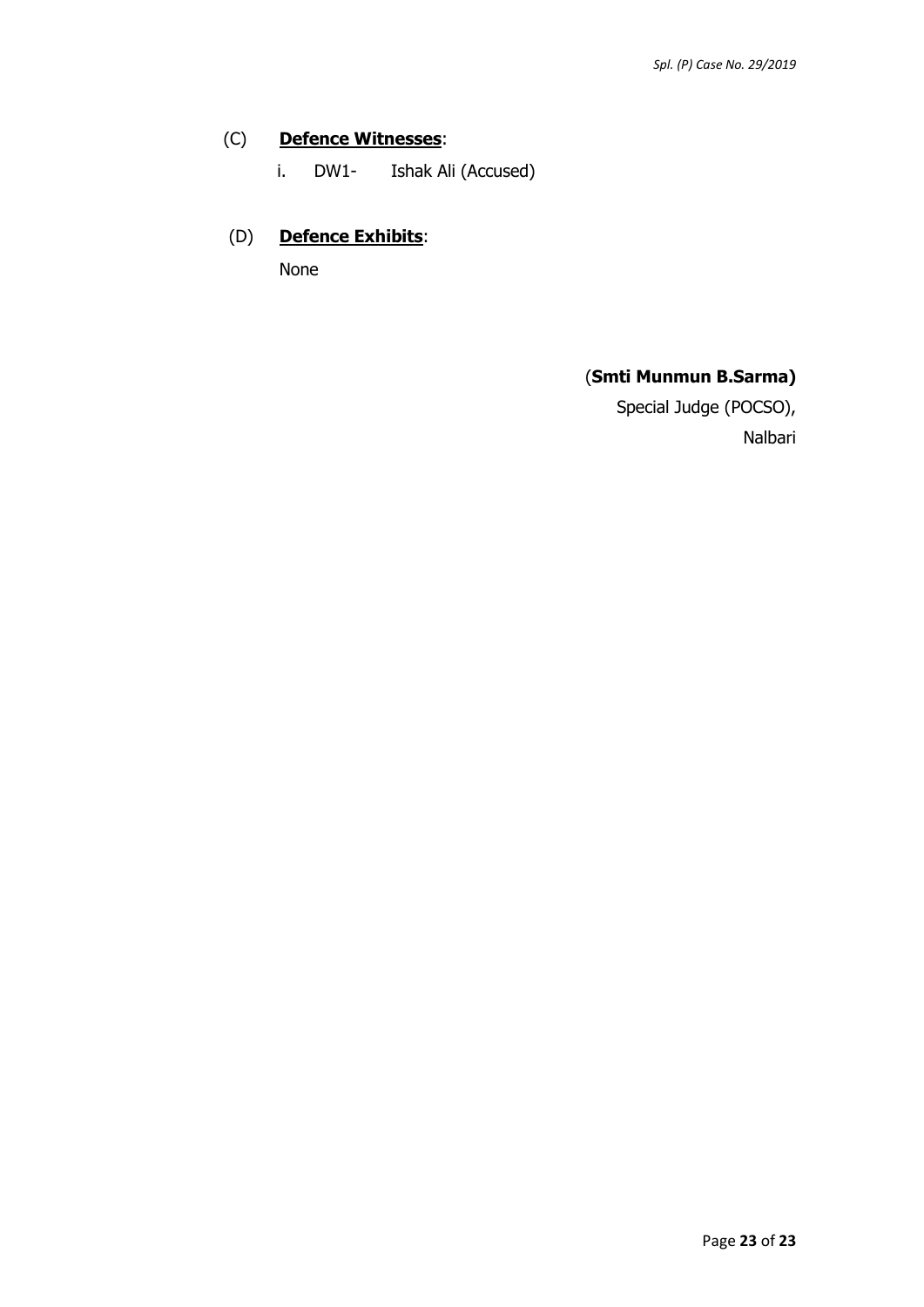(C) **Defence Witnesses**:

i. DW1- Ishak Ali (Accused)

(D) **Defence Exhibits**:

None

(**Smti Munmun B.Sarma)**

Special Judge (POCSO),

Nalbari